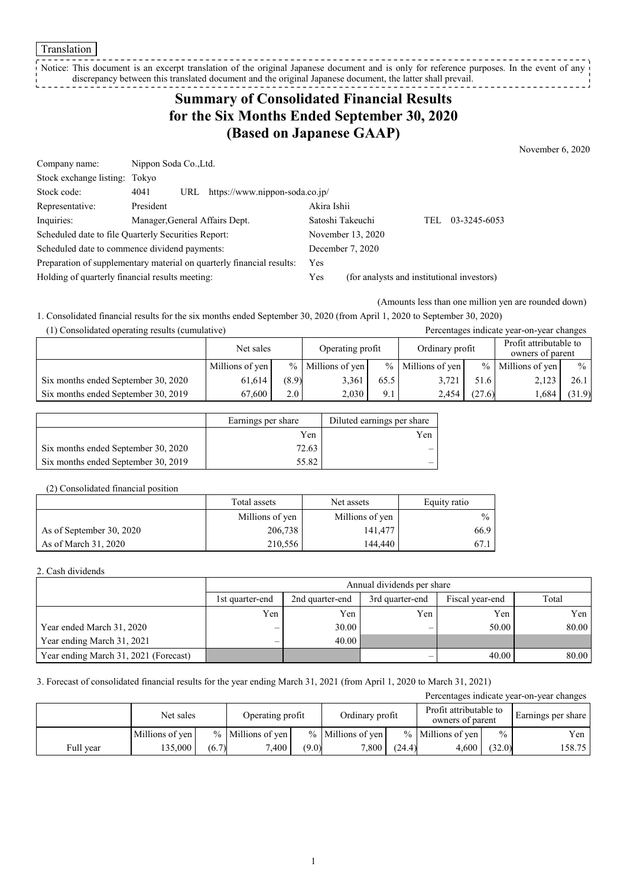Translation

Notice: This document is an excerpt translation of the original Japanese document and is only for reference purposes. In the event of any discrepancy between this translated document and the original Japanese document, the latter shall prevail.

# Summary of Consolidated Financial Results for the Six Months Ended September 30, 2020 (Based on Japanese GAAP)

November 6, 2020

| | | | |
|---|---|---|---|
| Company name: | Nippon Soda Co.,Ltd. | | |
| Stock exchange listing: | Tokyo | | |
| Stock code: | 4041 URL https://www.nippon-soda.co.jp/ | | |
| Representative: | President | Akira Ishii | |
| Inquiries: | Manager,General Affairs Dept. | Satoshi Takeuchi | TEL 03-3245-6053 |
| Scheduled date to file Quarterly Securities Report: | | November 13, 2020 | |
| Scheduled date to commence dividend payments: | | December 7, 2020 | |
| Preparation of supplementary material on quarterly financial results: | | Yes | |
| Holding of quarterly financial results meeting: | | Yes | (for analysts and institutional investors) |

(Amounts less than one million yen are rounded down)

1. Consolidated financial results for the six months ended September 30, 2020 (from April 1, 2020 to September 30, 2020)

(1) Consolidated operating results (cumulative)

Percentages indicate year-on-year changes

| | Net sales | | Operating profit | | Ordinary profit | | Profit attributable to owners of parent | |
|---|---|---|---|---|---|---|---|---|
| | Millions of yen | % | Millions of yen | % | Millions of yen | % | Millions of yen | % |
| Six months ended September 30, 2020 | 61,614 | (8.9) | 3,361 | 65.5 | 3,721 | 51.6 | 2,123 | 26.1 |
| Six months ended September 30, 2019 | 67,600 | 2.0 | 2,030 | 9.1 | 2,454 | (27.6) | 1,684 | (31.9) |

| | Earnings per share | Diluted earnings per share |
|---|---|---|
| | Yen | Yen |
| Six months ended September 30, 2020 | 72.63 | – |
| Six months ended September 30, 2019 | 55.82 | – |

(2) Consolidated financial position

| | Total assets | Net assets | Equity ratio |
|---|---|---|---|
| | Millions of yen | Millions of yen | % |
| As of September 30, 2020 | 206,738 | 141,477 | 66.9 |
| As of March 31, 2020 | 210,556 | 144,440 | 67.1 |

2. Cash dividends

| | Annual dividends per share | | | | |
|---|---|---|---|---|---|
| | 1st quarter-end | 2nd quarter-end | 3rd quarter-end | Fiscal year-end | Total |
| | Yen | Yen | Yen | Yen | Yen |
| Year ended March 31, 2020 | – | 30.00 | – | 50.00 | 80.00 |
| Year ending March 31, 2021 | – | 40.00 | | | |
| Year ending March 31, 2021 (Forecast) | | | – | 40.00 | 80.00 |

3. Forecast of consolidated financial results for the year ending March 31, 2021 (from April 1, 2020 to March 31, 2021)

Percentages indicate year-on-year changes

| | Net sales | | Operating profit | | Ordinary profit | | Profit attributable to owners of parent | | Earnings per share |
|---|---|---|---|---|---|---|---|---|---|
| | Millions of yen | % | Millions of yen | % | Millions of yen | % | Millions of yen | % | Yen |
| Full year | 135,000 | (6.7) | 7,400 | (9.0) | 7,800 | (24.4) | 4,600 | (32.0) | 158.75 |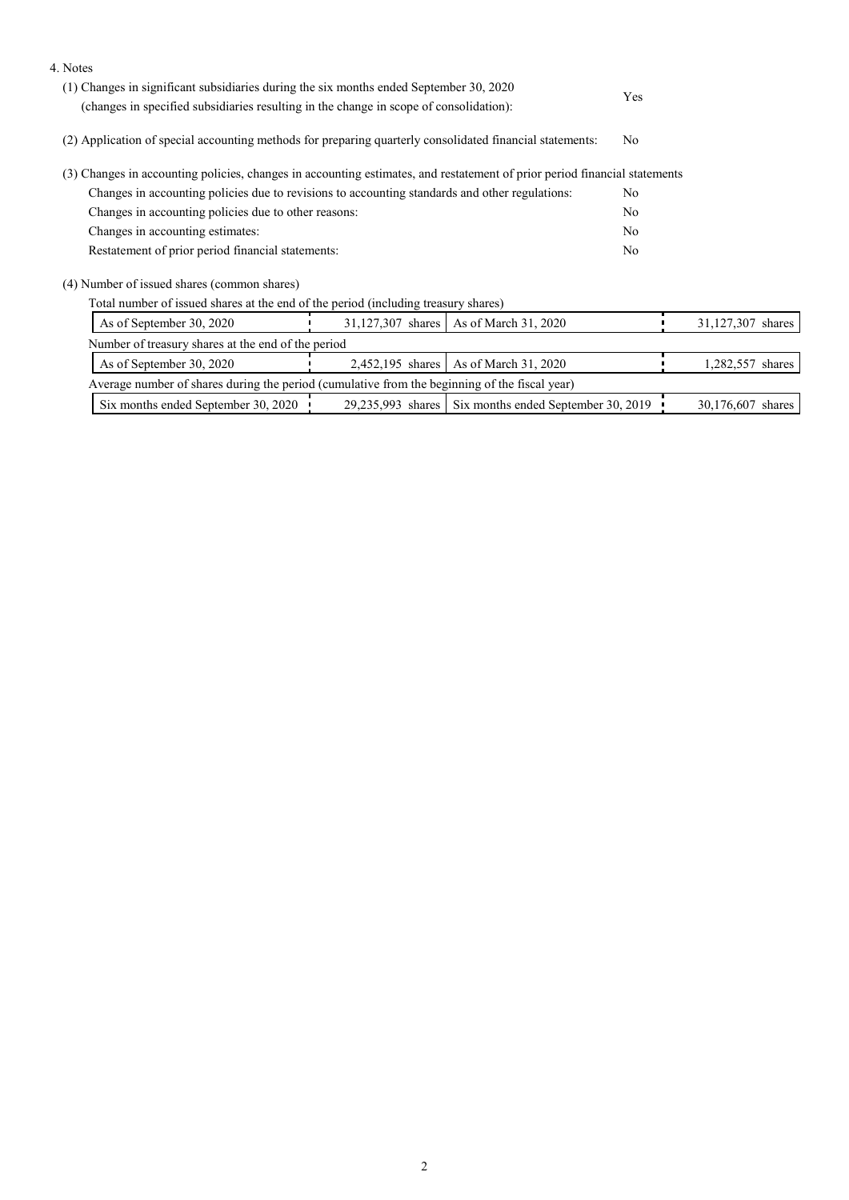4. Notes

(1) Changes in significant subsidiaries during the six months ended September 30, 2020 (changes in specified subsidiaries resulting in the change in scope of consolidation): Yes

(2) Application of special accounting methods for preparing quarterly consolidated financial statements: No

(3) Changes in accounting policies, changes in accounting estimates, and restatement of prior period financial statements

| | |
|---|---|
| Changes in accounting policies due to revisions to accounting standards and other regulations: | No |
| Changes in accounting policies due to other reasons: | No |
| Changes in accounting estimates: | No |
| Restatement of prior period financial statements: | No |

(4) Number of issued shares (common shares)

Total number of issued shares at the end of the period (including treasury shares)

| | | | |
|---|---|---|---|
| As of September 30, 2020 | 31,127,307 shares | As of March 31, 2020 | 31,127,307 shares |

Number of treasury shares at the end of the period

| | | | |
|---|---|---|---|
| As of September 30, 2020 | 2,452,195 shares | As of March 31, 2020 | 1,282,557 shares |

Average number of shares during the period (cumulative from the beginning of the fiscal year)

| | | | |
|---|---|---|---|
| Six months ended September 30, 2020 | 29,235,993 shares | Six months ended September 30, 2019 | 30,176,607 shares |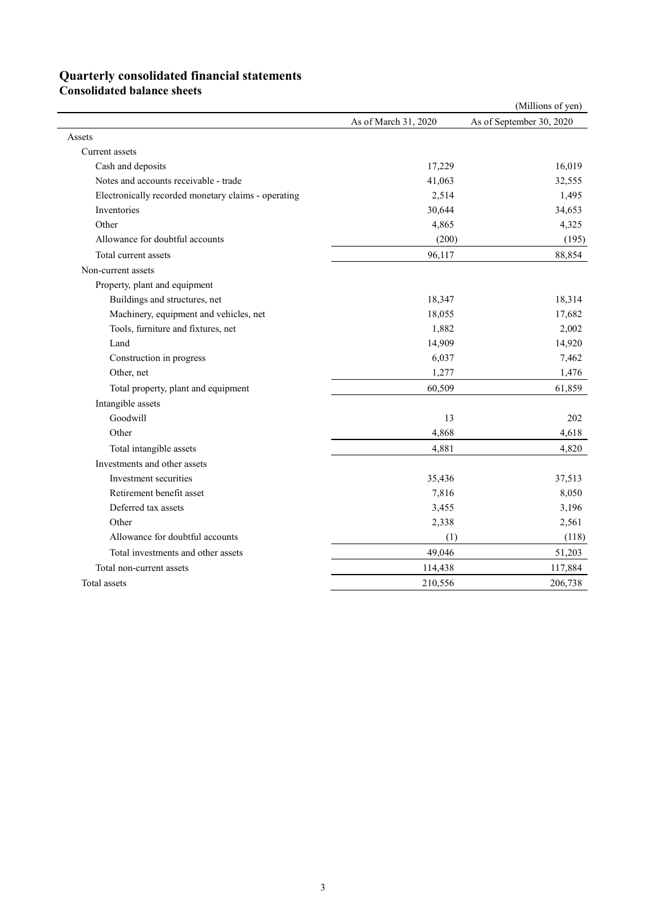# Quarterly consolidated financial statements

## Consolidated balance sheets

(Millions of yen)

| | As of March 31, 2020 | As of September 30, 2020 |
|---|---|---|
| Assets | | |
| Current assets | | |
| Cash and deposits | 17,229 | 16,019 |
| Notes and accounts receivable - trade | 41,063 | 32,555 |
| Electronically recorded monetary claims - operating | 2,514 | 1,495 |
| Inventories | 30,644 | 34,653 |
| Other | 4,865 | 4,325 |
| Allowance for doubtful accounts | (200) | (195) |
| Total current assets | 96,117 | 88,854 |
| Non-current assets | | |
| Property, plant and equipment | | |
| Buildings and structures, net | 18,347 | 18,314 |
| Machinery, equipment and vehicles, net | 18,055 | 17,682 |
| Tools, furniture and fixtures, net | 1,882 | 2,002 |
| Land | 14,909 | 14,920 |
| Construction in progress | 6,037 | 7,462 |
| Other, net | 1,277 | 1,476 |
| Total property, plant and equipment | 60,509 | 61,859 |
| Intangible assets | | |
| Goodwill | 13 | 202 |
| Other | 4,868 | 4,618 |
| Total intangible assets | 4,881 | 4,820 |
| Investments and other assets | | |
| Investment securities | 35,436 | 37,513 |
| Retirement benefit asset | 7,816 | 8,050 |
| Deferred tax assets | 3,455 | 3,196 |
| Other | 2,338 | 2,561 |
| Allowance for doubtful accounts | (1) | (118) |
| Total investments and other assets | 49,046 | 51,203 |
| Total non-current assets | 114,438 | 117,884 |
| Total assets | 210,556 | 206,738 |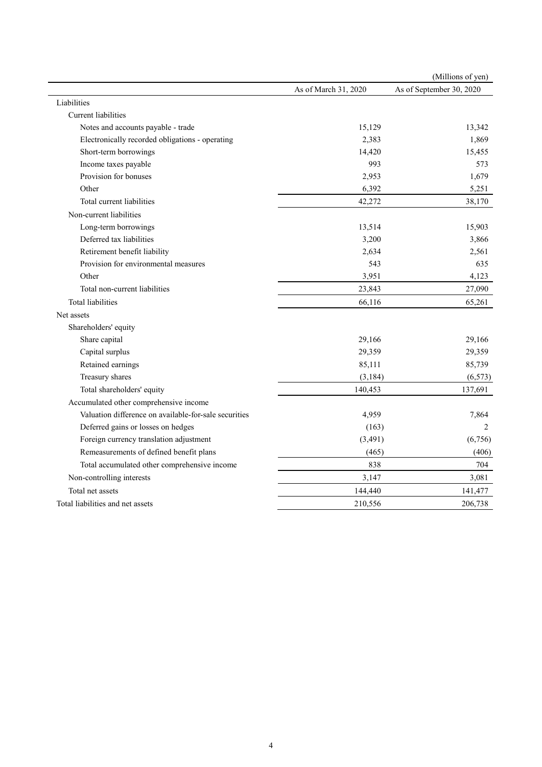(Millions of yen)

| | As of March 31, 2020 | As of September 30, 2020 |
|---|---|---|
| Liabilities | | |
| Current liabilities | | |
| Notes and accounts payable - trade | 15,129 | 13,342 |
| Electronically recorded obligations - operating | 2,383 | 1,869 |
| Short-term borrowings | 14,420 | 15,455 |
| Income taxes payable | 993 | 573 |
| Provision for bonuses | 2,953 | 1,679 |
| Other | 6,392 | 5,251 |
| Total current liabilities | 42,272 | 38,170 |
| Non-current liabilities | | |
| Long-term borrowings | 13,514 | 15,903 |
| Deferred tax liabilities | 3,200 | 3,866 |
| Retirement benefit liability | 2,634 | 2,561 |
| Provision for environmental measures | 543 | 635 |
| Other | 3,951 | 4,123 |
| Total non-current liabilities | 23,843 | 27,090 |
| Total liabilities | 66,116 | 65,261 |
| Net assets | | |
| Shareholders' equity | | |
| Share capital | 29,166 | 29,166 |
| Capital surplus | 29,359 | 29,359 |
| Retained earnings | 85,111 | 85,739 |
| Treasury shares | (3,184) | (6,573) |
| Total shareholders' equity | 140,453 | 137,691 |
| Accumulated other comprehensive income | | |
| Valuation difference on available-for-sale securities | 4,959 | 7,864 |
| Deferred gains or losses on hedges | (163) | 2 |
| Foreign currency translation adjustment | (3,491) | (6,756) |
| Remeasurements of defined benefit plans | (465) | (406) |
| Total accumulated other comprehensive income | 838 | 704 |
| Non-controlling interests | 3,147 | 3,081 |
| Total net assets | 144,440 | 141,477 |
| Total liabilities and net assets | 210,556 | 206,738 |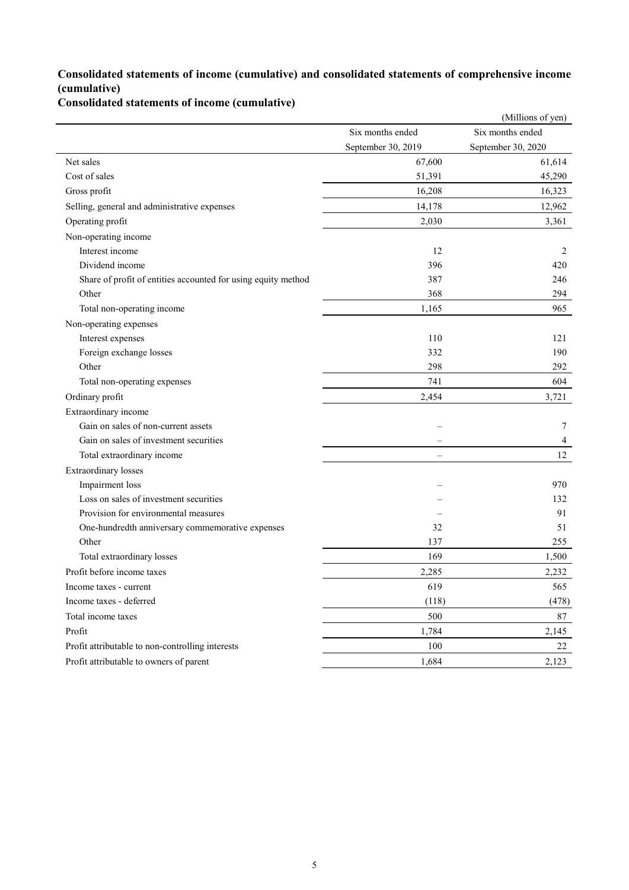## Consolidated statements of income (cumulative) and consolidated statements of comprehensive income (cumulative)

### Consolidated statements of income (cumulative)

(Millions of yen)

| | Six months ended September 30, 2019 | Six months ended September 30, 2020 |
|---|---|---|
| Net sales | 67,600 | 61,614 |
| Cost of sales | 51,391 | 45,290 |
| Gross profit | 16,208 | 16,323 |
| Selling, general and administrative expenses | 14,178 | 12,962 |
| Operating profit | 2,030 | 3,361 |
| Non-operating income | | |
| Interest income | 12 | 2 |
| Dividend income | 396 | 420 |
| Share of profit of entities accounted for using equity method | 387 | 246 |
| Other | 368 | 294 |
| Total non-operating income | 1,165 | 965 |
| Non-operating expenses | | |
| Interest expenses | 110 | 121 |
| Foreign exchange losses | 332 | 190 |
| Other | 298 | 292 |
| Total non-operating expenses | 741 | 604 |
| Ordinary profit | 2,454 | 3,721 |
| Extraordinary income | | |
| Gain on sales of non-current assets | – | 7 |
| Gain on sales of investment securities | – | 4 |
| Total extraordinary income | – | 12 |
| Extraordinary losses | | |
| Impairment loss | – | 970 |
| Loss on sales of investment securities | – | 132 |
| Provision for environmental measures | – | 91 |
| One-hundredth anniversary commemorative expenses | 32 | 51 |
| Other | 137 | 255 |
| Total extraordinary losses | 169 | 1,500 |
| Profit before income taxes | 2,285 | 2,232 |
| Income taxes - current | 619 | 565 |
| Income taxes - deferred | (118) | (478) |
| Total income taxes | 500 | 87 |
| Profit | 1,784 | 2,145 |
| Profit attributable to non-controlling interests | 100 | 22 |
| Profit attributable to owners of parent | 1,684 | 2,123 |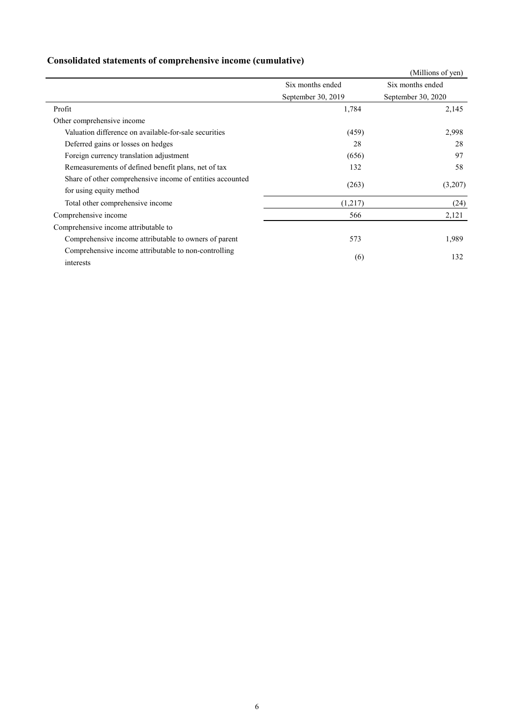## Consolidated statements of comprehensive income (cumulative)

(Millions of yen)

| | Six months ended September 30, 2019 | Six months ended September 30, 2020 |
|---|---|---|
| Profit | 1,784 | 2,145 |
| Other comprehensive income | | |
| Valuation difference on available-for-sale securities | (459) | 2,998 |
| Deferred gains or losses on hedges | 28 | 28 |
| Foreign currency translation adjustment | (656) | 97 |
| Remeasurements of defined benefit plans, net of tax | 132 | 58 |
| Share of other comprehensive income of entities accounted for using equity method | (263) | (3,207) |
| Total other comprehensive income | (1,217) | (24) |
| Comprehensive income | 566 | 2,121 |
| Comprehensive income attributable to | | |
| Comprehensive income attributable to owners of parent | 573 | 1,989 |
| Comprehensive income attributable to non-controlling interests | (6) | 132 |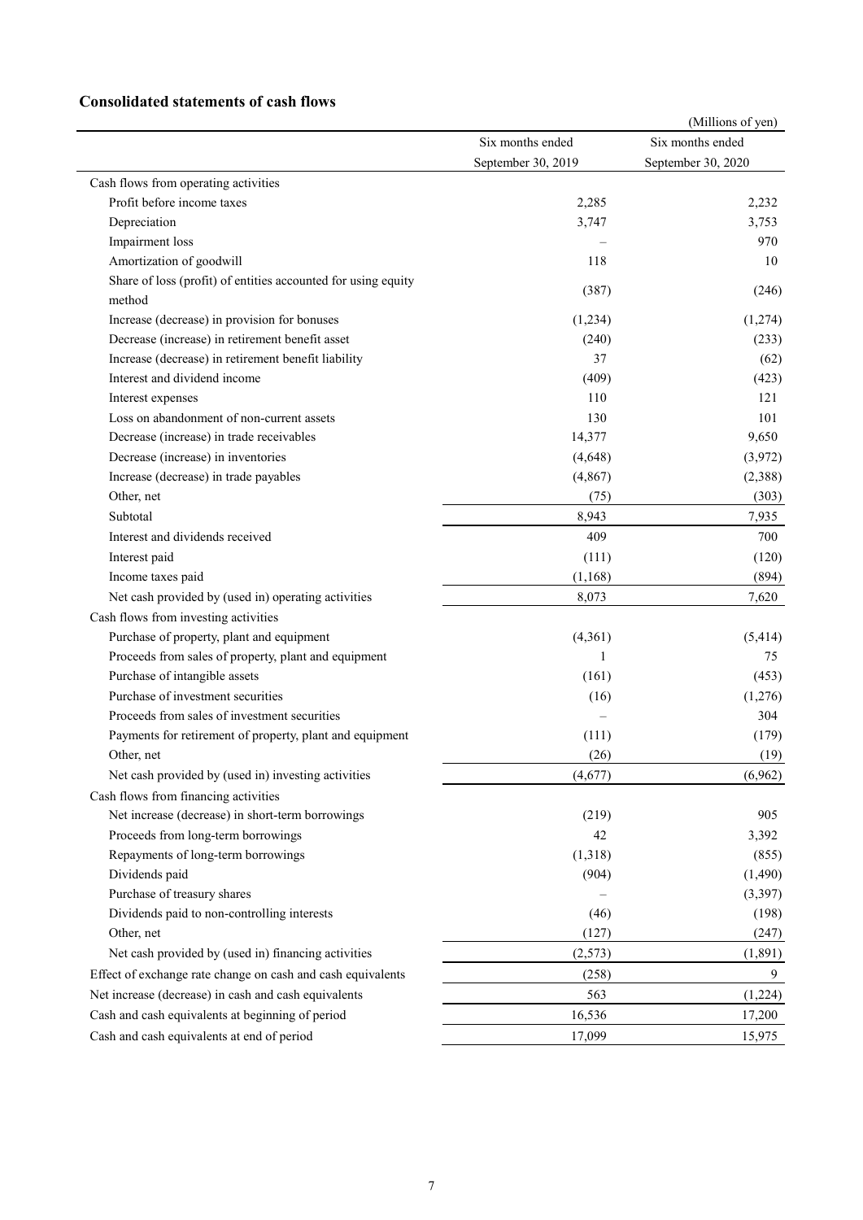## Consolidated statements of cash flows

(Millions of yen)

| | Six months ended September 30, 2019 | Six months ended September 30, 2020 |
|---|---|---|
| Cash flows from operating activities | | |
| Profit before income taxes | 2,285 | 2,232 |
| Depreciation | 3,747 | 3,753 |
| Impairment loss | – | 970 |
| Amortization of goodwill | 118 | 10 |
| Share of loss (profit) of entities accounted for using equity method | (387) | (246) |
| Increase (decrease) in provision for bonuses | (1,234) | (1,274) |
| Decrease (increase) in retirement benefit asset | (240) | (233) |
| Increase (decrease) in retirement benefit liability | 37 | (62) |
| Interest and dividend income | (409) | (423) |
| Interest expenses | 110 | 121 |
| Loss on abandonment of non-current assets | 130 | 101 |
| Decrease (increase) in trade receivables | 14,377 | 9,650 |
| Decrease (increase) in inventories | (4,648) | (3,972) |
| Increase (decrease) in trade payables | (4,867) | (2,388) |
| Other, net | (75) | (303) |
| Subtotal | 8,943 | 7,935 |
| Interest and dividends received | 409 | 700 |
| Interest paid | (111) | (120) |
| Income taxes paid | (1,168) | (894) |
| Net cash provided by (used in) operating activities | 8,073 | 7,620 |
| Cash flows from investing activities | | |
| Purchase of property, plant and equipment | (4,361) | (5,414) |
| Proceeds from sales of property, plant and equipment | 1 | 75 |
| Purchase of intangible assets | (161) | (453) |
| Purchase of investment securities | (16) | (1,276) |
| Proceeds from sales of investment securities | – | 304 |
| Payments for retirement of property, plant and equipment | (111) | (179) |
| Other, net | (26) | (19) |
| Net cash provided by (used in) investing activities | (4,677) | (6,962) |
| Cash flows from financing activities | | |
| Net increase (decrease) in short-term borrowings | (219) | 905 |
| Proceeds from long-term borrowings | 42 | 3,392 |
| Repayments of long-term borrowings | (1,318) | (855) |
| Dividends paid | (904) | (1,490) |
| Purchase of treasury shares | – | (3,397) |
| Dividends paid to non-controlling interests | (46) | (198) |
| Other, net | (127) | (247) |
| Net cash provided by (used in) financing activities | (2,573) | (1,891) |
| Effect of exchange rate change on cash and cash equivalents | (258) | 9 |
| Net increase (decrease) in cash and cash equivalents | 563 | (1,224) |
| Cash and cash equivalents at beginning of period | 16,536 | 17,200 |
| Cash and cash equivalents at end of period | 17,099 | 15,975 |